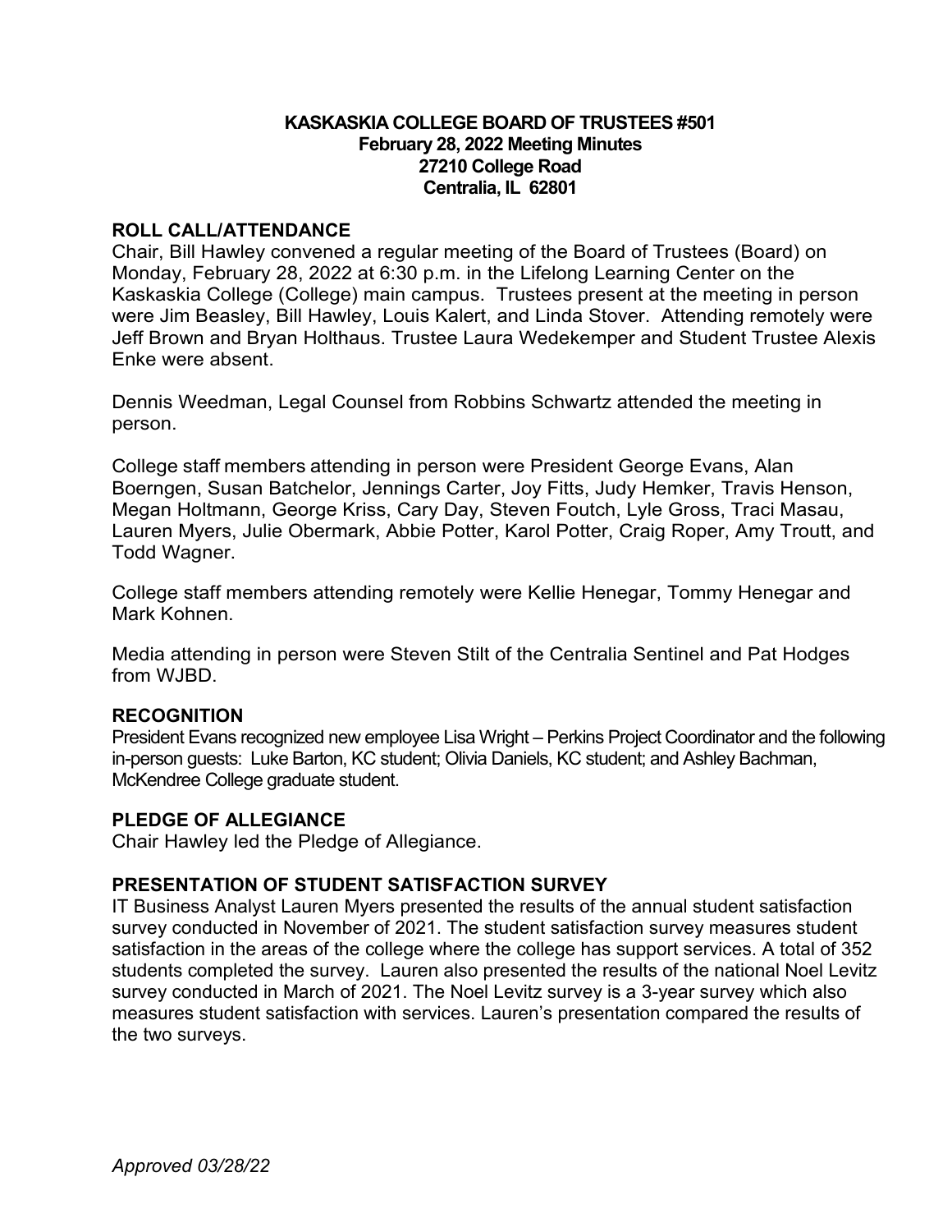**KASKASKIA COLLEGE BOARD OF TRUSTEES #501**
**February 28, 2022 Meeting Minutes**
**27210 College Road**
**Centralia, IL 62801**

## ROLL CALL/ATTENDANCE

Chair, Bill Hawley convened a regular meeting of the Board of Trustees (Board) on Monday, February 28, 2022 at 6:30 p.m. in the Lifelong Learning Center on the Kaskaskia College (College) main campus. Trustees present at the meeting in person were Jim Beasley, Bill Hawley, Louis Kalert, and Linda Stover. Attending remotely were Jeff Brown and Bryan Holthaus. Trustee Laura Wedekemper and Student Trustee Alexis Enke were absent.

Dennis Weedman, Legal Counsel from Robbins Schwartz attended the meeting in person.

College staff members attending in person were President George Evans, Alan Boerngen, Susan Batchelor, Jennings Carter, Joy Fitts, Judy Hemker, Travis Henson, Megan Holtmann, George Kriss, Cary Day, Steven Foutch, Lyle Gross, Traci Masau, Lauren Myers, Julie Obermark, Abbie Potter, Karol Potter, Craig Roper, Amy Troutt, and Todd Wagner.

College staff members attending remotely were Kellie Henegar, Tommy Henegar and Mark Kohnen.

Media attending in person were Steven Stilt of the Centralia Sentinel and Pat Hodges from WJBD.

## RECOGNITION

President Evans recognized new employee Lisa Wright – Perkins Project Coordinator and the following in-person guests: Luke Barton, KC student; Olivia Daniels, KC student; and Ashley Bachman, McKendree College graduate student.

## PLEDGE OF ALLEGIANCE

Chair Hawley led the Pledge of Allegiance.

## PRESENTATION OF STUDENT SATISFACTION SURVEY

IT Business Analyst Lauren Myers presented the results of the annual student satisfaction survey conducted in November of 2021. The student satisfaction survey measures student satisfaction in the areas of the college where the college has support services. A total of 352 students completed the survey. Lauren also presented the results of the national Noel Levitz survey conducted in March of 2021. The Noel Levitz survey is a 3-year survey which also measures student satisfaction with services. Lauren's presentation compared the results of the two surveys.

*Approved 03/28/22*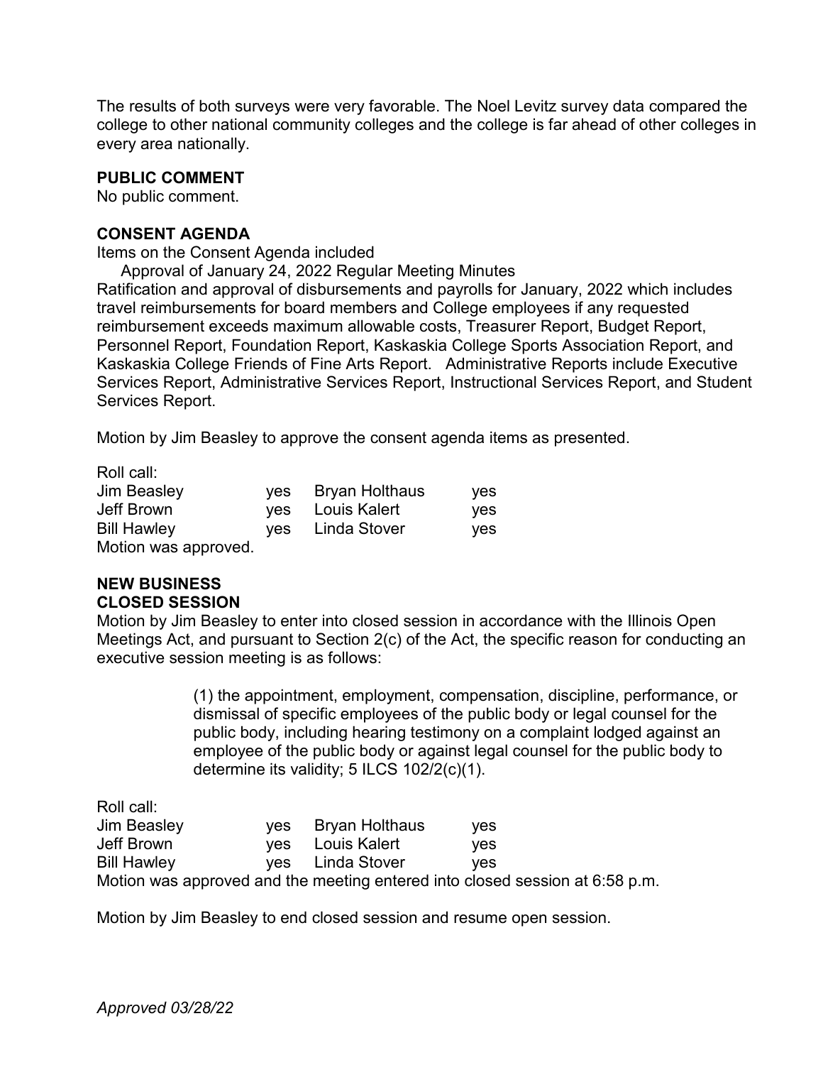The results of both surveys were very favorable. The Noel Levitz survey data compared the college to other national community colleges and the college is far ahead of other colleges in every area nationally.

**PUBLIC COMMENT**
No public comment.

**CONSENT AGENDA**
Items on the Consent Agenda included

Approval of January 24, 2022 Regular Meeting Minutes

Ratification and approval of disbursements and payrolls for January, 2022 which includes travel reimbursements for board members and College employees if any requested reimbursement exceeds maximum allowable costs, Treasurer Report, Budget Report, Personnel Report, Foundation Report, Kaskaskia College Sports Association Report, and Kaskaskia College Friends of Fine Arts Report. Administrative Reports include Executive Services Report, Administrative Services Report, Instructional Services Report, and Student Services Report.

Motion by Jim Beasley to approve the consent agenda items as presented.

Roll call:

| | | | |
|---|---|---|---|
| Jim Beasley | yes | Bryan Holthaus | yes |
| Jeff Brown | yes | Louis Kalert | yes |
| Bill Hawley | yes | Linda Stover | yes |

Motion was approved.

**NEW BUSINESS**
**CLOSED SESSION**
Motion by Jim Beasley to enter into closed session in accordance with the Illinois Open Meetings Act, and pursuant to Section 2(c) of the Act, the specific reason for conducting an executive session meeting is as follows:

> (1) the appointment, employment, compensation, discipline, performance, or dismissal of specific employees of the public body or legal counsel for the public body, including hearing testimony on a complaint lodged against an employee of the public body or against legal counsel for the public body to determine its validity; 5 ILCS 102/2(c)(1).

Roll call:

| | | | |
|---|---|---|---|
| Jim Beasley | yes | Bryan Holthaus | yes |
| Jeff Brown | yes | Louis Kalert | yes |
| Bill Hawley | yes | Linda Stover | yes |

Motion was approved and the meeting entered into closed session at 6:58 p.m.

Motion by Jim Beasley to end closed session and resume open session.

*Approved 03/28/22*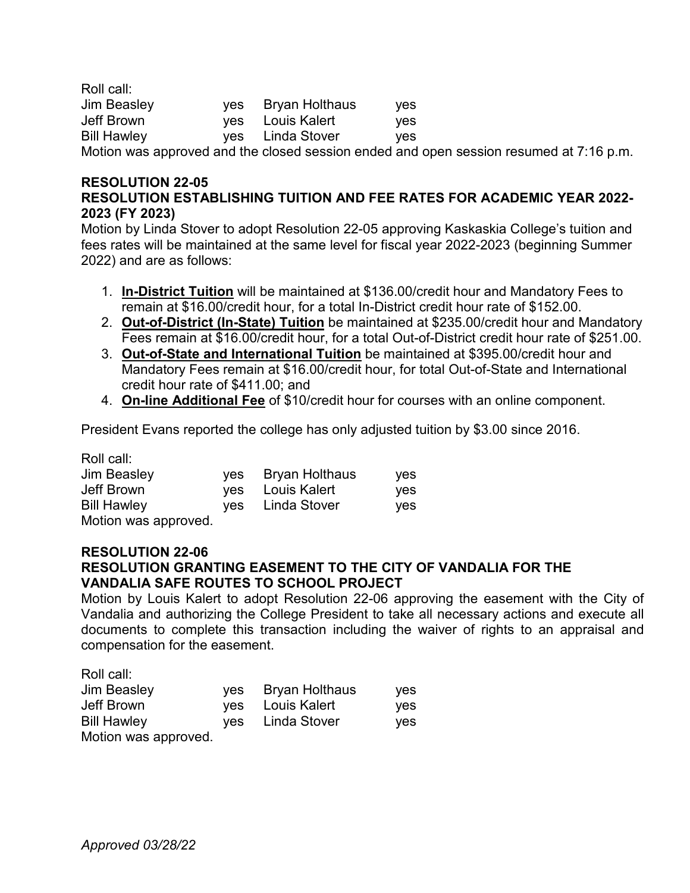Roll call:

| | | | |
|---|---|---|---|
| Jim Beasley | yes | Bryan Holthaus | yes |
| Jeff Brown | yes | Louis Kalert | yes |
| Bill Hawley | yes | Linda Stover | yes |

Motion was approved and the closed session ended and open session resumed at 7:16 p.m.

**RESOLUTION 22-05**
**RESOLUTION ESTABLISHING TUITION AND FEE RATES FOR ACADEMIC YEAR 2022-2023 (FY 2023)**

Motion by Linda Stover to adopt Resolution 22-05 approving Kaskaskia College's tuition and fees rates will be maintained at the same level for fiscal year 2022-2023 (beginning Summer 2022) and are as follows:

1. **In-District Tuition** will be maintained at $136.00/credit hour and Mandatory Fees to remain at $16.00/credit hour, for a total In-District credit hour rate of $152.00.
2. **Out-of-District (In-State) Tuition** be maintained at $235.00/credit hour and Mandatory Fees remain at $16.00/credit hour, for a total Out-of-District credit hour rate of $251.00.
3. **Out-of-State and International Tuition** be maintained at $395.00/credit hour and Mandatory Fees remain at $16.00/credit hour, for total Out-of-State and International credit hour rate of $411.00; and
4. **On-line Additional Fee** of $10/credit hour for courses with an online component.

President Evans reported the college has only adjusted tuition by $3.00 since 2016.

Roll call:

| | | | |
|---|---|---|---|
| Jim Beasley | yes | Bryan Holthaus | yes |
| Jeff Brown | yes | Louis Kalert | yes |
| Bill Hawley | yes | Linda Stover | yes |

Motion was approved.

**RESOLUTION 22-06**
**RESOLUTION GRANTING EASEMENT TO THE CITY OF VANDALIA FOR THE VANDALIA SAFE ROUTES TO SCHOOL PROJECT**

Motion by Louis Kalert to adopt Resolution 22-06 approving the easement with the City of Vandalia and authorizing the College President to take all necessary actions and execute all documents to complete this transaction including the waiver of rights to an appraisal and compensation for the easement.

Roll call:

| | | | |
|---|---|---|---|
| Jim Beasley | yes | Bryan Holthaus | yes |
| Jeff Brown | yes | Louis Kalert | yes |
| Bill Hawley | yes | Linda Stover | yes |

Motion was approved.

*Approved 03/28/22*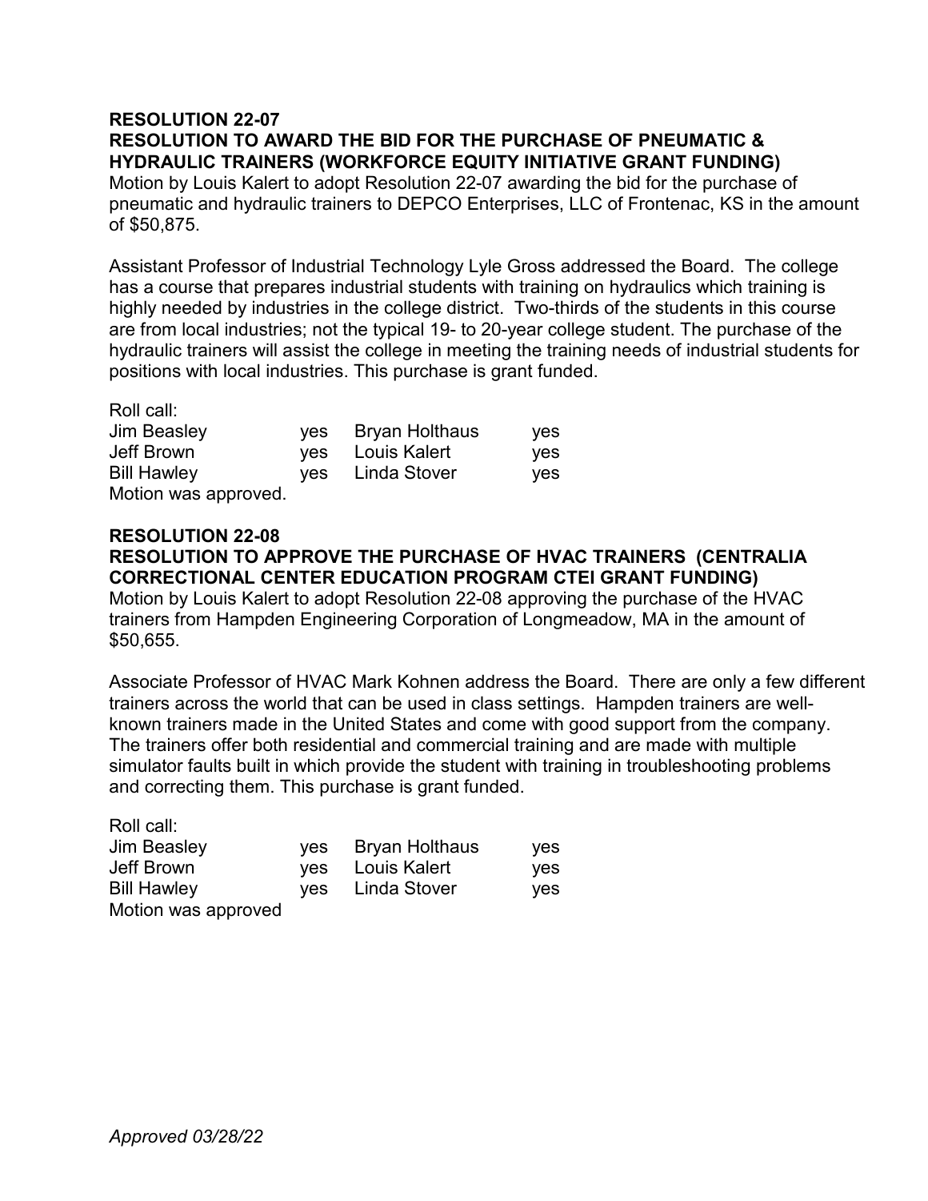**RESOLUTION 22-07**
**RESOLUTION TO AWARD THE BID FOR THE PURCHASE OF PNEUMATIC & HYDRAULIC TRAINERS (WORKFORCE EQUITY INITIATIVE GRANT FUNDING)**
Motion by Louis Kalert to adopt Resolution 22-07 awarding the bid for the purchase of pneumatic and hydraulic trainers to DEPCO Enterprises, LLC of Frontenac, KS in the amount of $50,875.

Assistant Professor of Industrial Technology Lyle Gross addressed the Board. The college has a course that prepares industrial students with training on hydraulics which training is highly needed by industries in the college district. Two-thirds of the students in this course are from local industries; not the typical 19- to 20-year college student. The purchase of the hydraulic trainers will assist the college in meeting the training needs of industrial students for positions with local industries. This purchase is grant funded.

Roll call:

| | | | |
|---|---|---|---|
| Jim Beasley | yes | Bryan Holthaus | yes |
| Jeff Brown | yes | Louis Kalert | yes |
| Bill Hawley | yes | Linda Stover | yes |

Motion was approved.

**RESOLUTION 22-08**
**RESOLUTION TO APPROVE THE PURCHASE OF HVAC TRAINERS (CENTRALIA CORRECTIONAL CENTER EDUCATION PROGRAM CTEI GRANT FUNDING)**
Motion by Louis Kalert to adopt Resolution 22-08 approving the purchase of the HVAC trainers from Hampden Engineering Corporation of Longmeadow, MA in the amount of $50,655.

Associate Professor of HVAC Mark Kohnen address the Board. There are only a few different trainers across the world that can be used in class settings. Hampden trainers are well-known trainers made in the United States and come with good support from the company. The trainers offer both residential and commercial training and are made with multiple simulator faults built in which provide the student with training in troubleshooting problems and correcting them. This purchase is grant funded.

Roll call:

| | | | |
|---|---|---|---|
| Jim Beasley | yes | Bryan Holthaus | yes |
| Jeff Brown | yes | Louis Kalert | yes |
| Bill Hawley | yes | Linda Stover | yes |

Motion was approved

*Approved 03/28/22*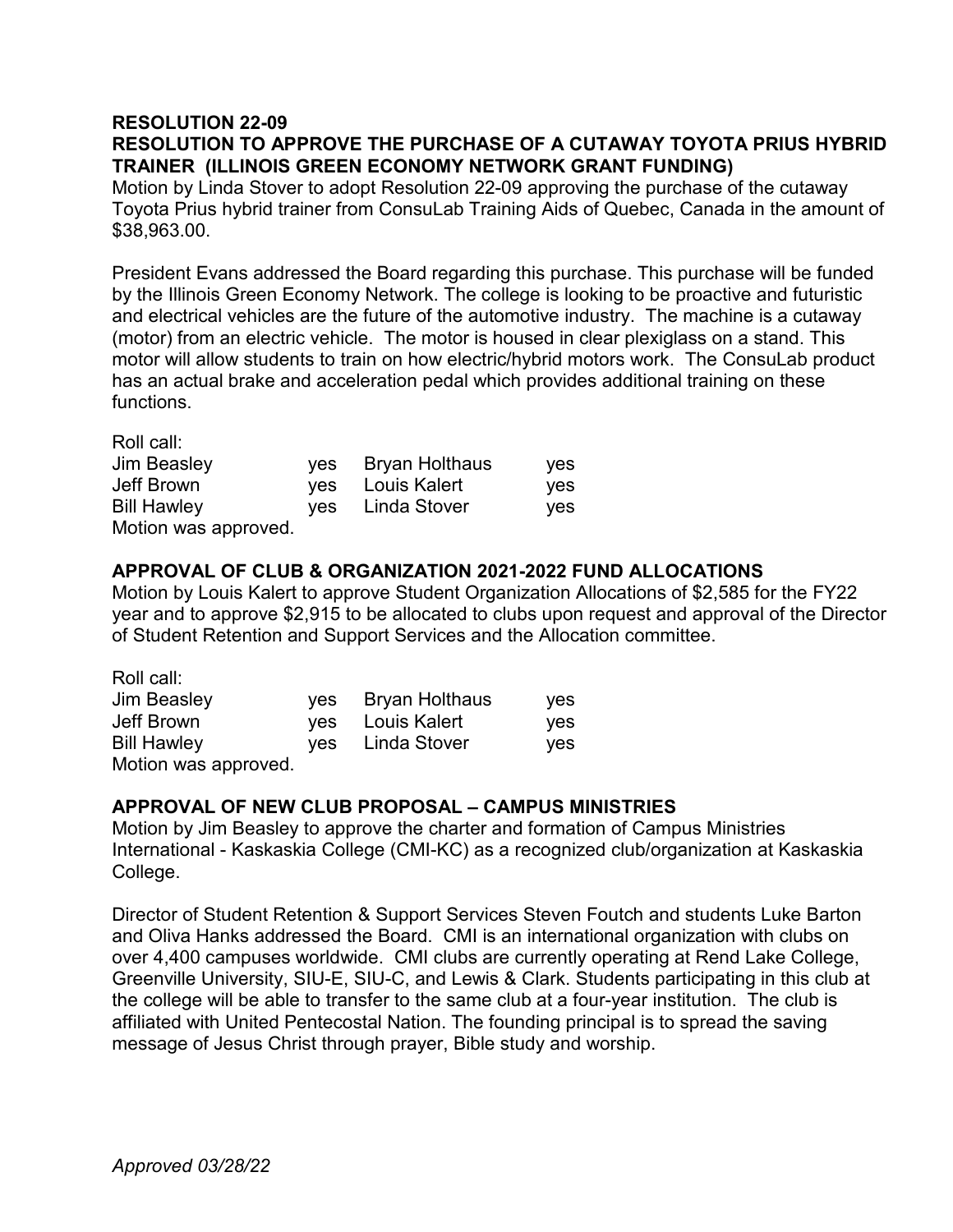**RESOLUTION 22-09**

**RESOLUTION TO APPROVE THE PURCHASE OF A CUTAWAY TOYOTA PRIUS HYBRID TRAINER (ILLINOIS GREEN ECONOMY NETWORK GRANT FUNDING)**

Motion by Linda Stover to adopt Resolution 22-09 approving the purchase of the cutaway Toyota Prius hybrid trainer from ConsuLab Training Aids of Quebec, Canada in the amount of $38,963.00.

President Evans addressed the Board regarding this purchase. This purchase will be funded by the Illinois Green Economy Network. The college is looking to be proactive and futuristic and electrical vehicles are the future of the automotive industry. The machine is a cutaway (motor) from an electric vehicle. The motor is housed in clear plexiglass on a stand. This motor will allow students to train on how electric/hybrid motors work. The ConsuLab product has an actual brake and acceleration pedal which provides additional training on these functions.

Roll call:

| | | | |
|---|---|---|---|
| Jim Beasley | yes | Bryan Holthaus | yes |
| Jeff Brown | yes | Louis Kalert | yes |
| Bill Hawley | yes | Linda Stover | yes |

Motion was approved.

**APPROVAL OF CLUB & ORGANIZATION 2021-2022 FUND ALLOCATIONS**

Motion by Louis Kalert to approve Student Organization Allocations of $2,585 for the FY22 year and to approve $2,915 to be allocated to clubs upon request and approval of the Director of Student Retention and Support Services and the Allocation committee.

Roll call:

| | | | |
|---|---|---|---|
| Jim Beasley | yes | Bryan Holthaus | yes |
| Jeff Brown | yes | Louis Kalert | yes |
| Bill Hawley | yes | Linda Stover | yes |

Motion was approved.

**APPROVAL OF NEW CLUB PROPOSAL – CAMPUS MINISTRIES**

Motion by Jim Beasley to approve the charter and formation of Campus Ministries International - Kaskaskia College (CMI-KC) as a recognized club/organization at Kaskaskia College.

Director of Student Retention & Support Services Steven Foutch and students Luke Barton and Oliva Hanks addressed the Board. CMI is an international organization with clubs on over 4,400 campuses worldwide. CMI clubs are currently operating at Rend Lake College, Greenville University, SIU-E, SIU-C, and Lewis & Clark. Students participating in this club at the college will be able to transfer to the same club at a four-year institution. The club is affiliated with United Pentecostal Nation. The founding principal is to spread the saving message of Jesus Christ through prayer, Bible study and worship.

*Approved 03/28/22*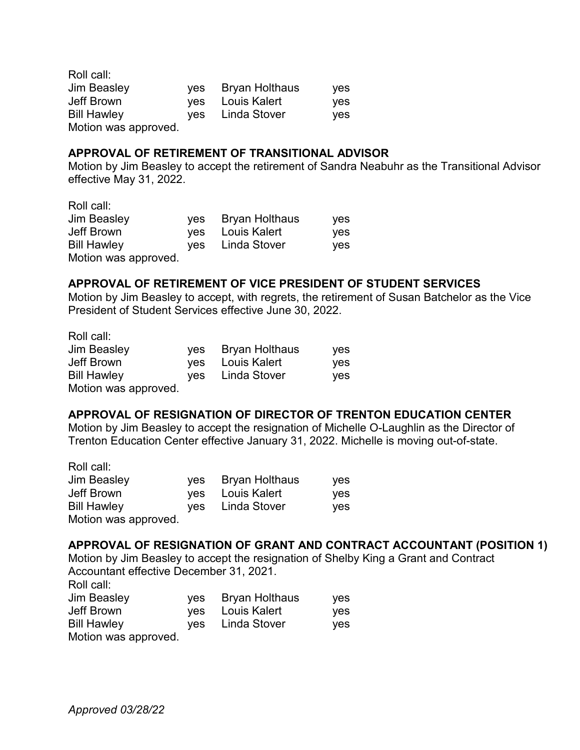Roll call:

| | | | |
|---|---|---|---|
| Jim Beasley | yes | Bryan Holthaus | yes |
| Jeff Brown | yes | Louis Kalert | yes |
| Bill Hawley | yes | Linda Stover | yes |

Motion was approved.

**APPROVAL OF RETIREMENT OF TRANSITIONAL ADVISOR**

Motion by Jim Beasley to accept the retirement of Sandra Neabuhr as the Transitional Advisor effective May 31, 2022.

Roll call:

| | | | |
|---|---|---|---|
| Jim Beasley | yes | Bryan Holthaus | yes |
| Jeff Brown | yes | Louis Kalert | yes |
| Bill Hawley | yes | Linda Stover | yes |

Motion was approved.

**APPROVAL OF RETIREMENT OF VICE PRESIDENT OF STUDENT SERVICES**

Motion by Jim Beasley to accept, with regrets, the retirement of Susan Batchelor as the Vice President of Student Services effective June 30, 2022.

Roll call:

| | | | |
|---|---|---|---|
| Jim Beasley | yes | Bryan Holthaus | yes |
| Jeff Brown | yes | Louis Kalert | yes |
| Bill Hawley | yes | Linda Stover | yes |

Motion was approved.

**APPROVAL OF RESIGNATION OF DIRECTOR OF TRENTON EDUCATION CENTER**

Motion by Jim Beasley to accept the resignation of Michelle O-Laughlin as the Director of Trenton Education Center effective January 31, 2022. Michelle is moving out-of-state.

Roll call:

| | | | |
|---|---|---|---|
| Jim Beasley | yes | Bryan Holthaus | yes |
| Jeff Brown | yes | Louis Kalert | yes |
| Bill Hawley | yes | Linda Stover | yes |

Motion was approved.

**APPROVAL OF RESIGNATION OF GRANT AND CONTRACT ACCOUNTANT (POSITION 1)**

Motion by Jim Beasley to accept the resignation of Shelby King a Grant and Contract Accountant effective December 31, 2021.

Roll call:

| | | | |
|---|---|---|---|
| Jim Beasley | yes | Bryan Holthaus | yes |
| Jeff Brown | yes | Louis Kalert | yes |
| Bill Hawley | yes | Linda Stover | yes |

Motion was approved.

*Approved 03/28/22*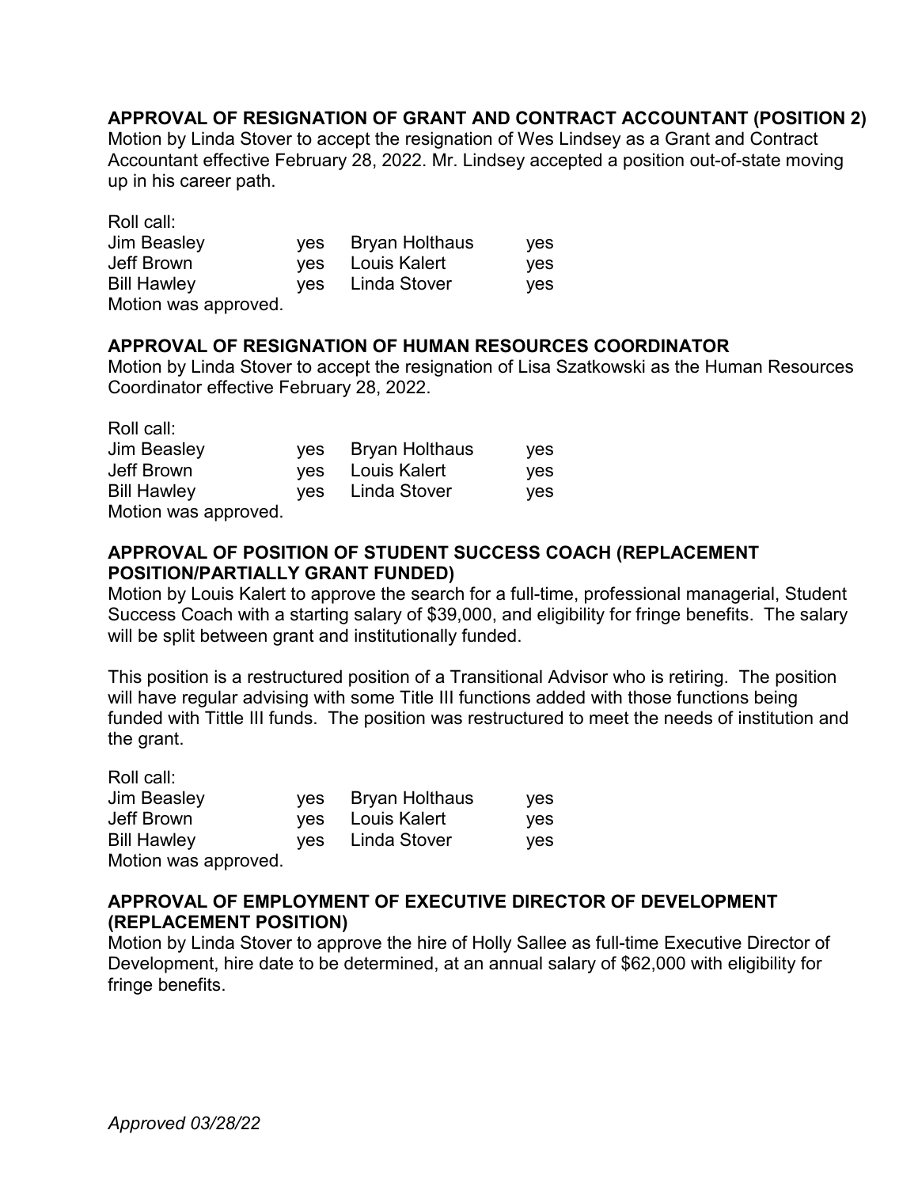**APPROVAL OF RESIGNATION OF GRANT AND CONTRACT ACCOUNTANT (POSITION 2)**

Motion by Linda Stover to accept the resignation of Wes Lindsey as a Grant and Contract Accountant effective February 28, 2022. Mr. Lindsey accepted a position out-of-state moving up in his career path.

Roll call:

| | | | |
|---|---|---|---|
| Jim Beasley | yes | Bryan Holthaus | yes |
| Jeff Brown | yes | Louis Kalert | yes |
| Bill Hawley | yes | Linda Stover | yes |

Motion was approved.

**APPROVAL OF RESIGNATION OF HUMAN RESOURCES COORDINATOR**

Motion by Linda Stover to accept the resignation of Lisa Szatkowski as the Human Resources Coordinator effective February 28, 2022.

Roll call:

| | | | |
|---|---|---|---|
| Jim Beasley | yes | Bryan Holthaus | yes |
| Jeff Brown | yes | Louis Kalert | yes |
| Bill Hawley | yes | Linda Stover | yes |

Motion was approved.

**APPROVAL OF POSITION OF STUDENT SUCCESS COACH (REPLACEMENT POSITION/PARTIALLY GRANT FUNDED)**

Motion by Louis Kalert to approve the search for a full-time, professional managerial, Student Success Coach with a starting salary of $39,000, and eligibility for fringe benefits. The salary will be split between grant and institutionally funded.

This position is a restructured position of a Transitional Advisor who is retiring. The position will have regular advising with some Title III functions added with those functions being funded with Tittle III funds. The position was restructured to meet the needs of institution and the grant.

Roll call:

| | | | |
|---|---|---|---|
| Jim Beasley | yes | Bryan Holthaus | yes |
| Jeff Brown | yes | Louis Kalert | yes |
| Bill Hawley | yes | Linda Stover | yes |

Motion was approved.

**APPROVAL OF EMPLOYMENT OF EXECUTIVE DIRECTOR OF DEVELOPMENT (REPLACEMENT POSITION)**

Motion by Linda Stover to approve the hire of Holly Sallee as full-time Executive Director of Development, hire date to be determined, at an annual salary of $62,000 with eligibility for fringe benefits.

*Approved 03/28/22*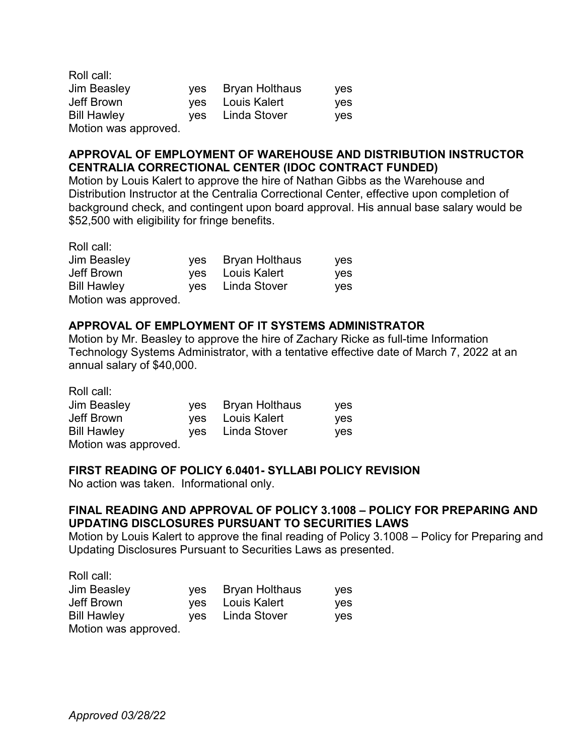Roll call:

| | | | |
|---|---|---|---|
| Jim Beasley | yes | Bryan Holthaus | yes |
| Jeff Brown | yes | Louis Kalert | yes |
| Bill Hawley | yes | Linda Stover | yes |

Motion was approved.

**APPROVAL OF EMPLOYMENT OF WAREHOUSE AND DISTRIBUTION INSTRUCTOR CENTRALIA CORRECTIONAL CENTER (IDOC CONTRACT FUNDED)**

Motion by Louis Kalert to approve the hire of Nathan Gibbs as the Warehouse and Distribution Instructor at the Centralia Correctional Center, effective upon completion of background check, and contingent upon board approval. His annual base salary would be $52,500 with eligibility for fringe benefits.

Roll call:

| | | | |
|---|---|---|---|
| Jim Beasley | yes | Bryan Holthaus | yes |
| Jeff Brown | yes | Louis Kalert | yes |
| Bill Hawley | yes | Linda Stover | yes |

Motion was approved.

**APPROVAL OF EMPLOYMENT OF IT SYSTEMS ADMINISTRATOR**

Motion by Mr. Beasley to approve the hire of Zachary Ricke as full-time Information Technology Systems Administrator, with a tentative effective date of March 7, 2022 at an annual salary of $40,000.

Roll call:

| | | | |
|---|---|---|---|
| Jim Beasley | yes | Bryan Holthaus | yes |
| Jeff Brown | yes | Louis Kalert | yes |
| Bill Hawley | yes | Linda Stover | yes |

Motion was approved.

**FIRST READING OF POLICY 6.0401- SYLLABI POLICY REVISION**

No action was taken. Informational only.

**FINAL READING AND APPROVAL OF POLICY 3.1008 – POLICY FOR PREPARING AND UPDATING DISCLOSURES PURSUANT TO SECURITIES LAWS**

Motion by Louis Kalert to approve the final reading of Policy 3.1008 – Policy for Preparing and Updating Disclosures Pursuant to Securities Laws as presented.

Roll call:

| | | | |
|---|---|---|---|
| Jim Beasley | yes | Bryan Holthaus | yes |
| Jeff Brown | yes | Louis Kalert | yes |
| Bill Hawley | yes | Linda Stover | yes |

Motion was approved.

*Approved 03/28/22*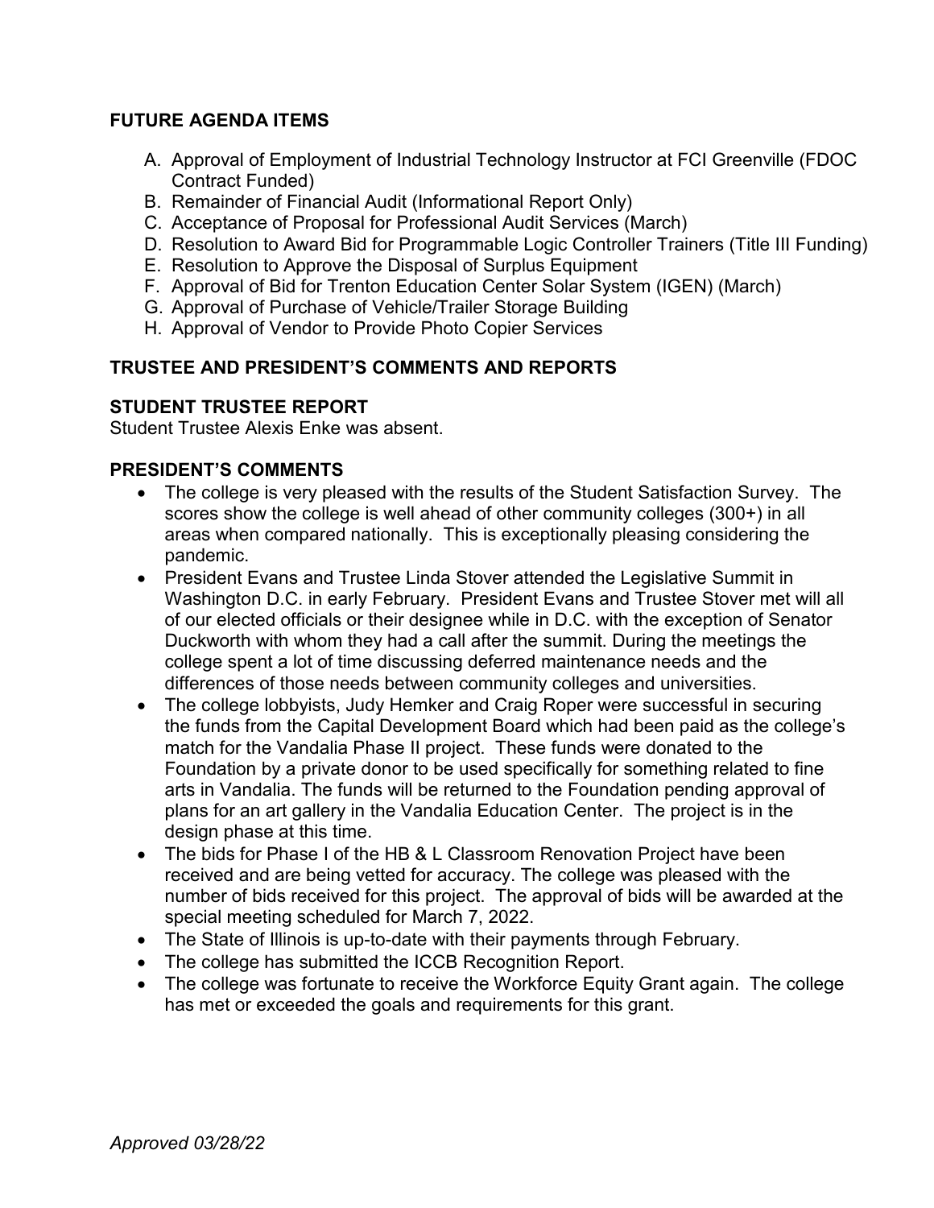## FUTURE AGENDA ITEMS

A. Approval of Employment of Industrial Technology Instructor at FCI Greenville (FDOC Contract Funded)
B. Remainder of Financial Audit (Informational Report Only)
C. Acceptance of Proposal for Professional Audit Services (March)
D. Resolution to Award Bid for Programmable Logic Controller Trainers (Title III Funding)
E. Resolution to Approve the Disposal of Surplus Equipment
F. Approval of Bid for Trenton Education Center Solar System (IGEN) (March)
G. Approval of Purchase of Vehicle/Trailer Storage Building
H. Approval of Vendor to Provide Photo Copier Services

## TRUSTEE AND PRESIDENT'S COMMENTS AND REPORTS

## STUDENT TRUSTEE REPORT

Student Trustee Alexis Enke was absent.

## PRESIDENT'S COMMENTS

- The college is very pleased with the results of the Student Satisfaction Survey. The scores show the college is well ahead of other community colleges (300+) in all areas when compared nationally. This is exceptionally pleasing considering the pandemic.
- President Evans and Trustee Linda Stover attended the Legislative Summit in Washington D.C. in early February. President Evans and Trustee Stover met will all of our elected officials or their designee while in D.C. with the exception of Senator Duckworth with whom they had a call after the summit. During the meetings the college spent a lot of time discussing deferred maintenance needs and the differences of those needs between community colleges and universities.
- The college lobbyists, Judy Hemker and Craig Roper were successful in securing the funds from the Capital Development Board which had been paid as the college's match for the Vandalia Phase II project. These funds were donated to the Foundation by a private donor to be used specifically for something related to fine arts in Vandalia. The funds will be returned to the Foundation pending approval of plans for an art gallery in the Vandalia Education Center. The project is in the design phase at this time.
- The bids for Phase I of the HB & L Classroom Renovation Project have been received and are being vetted for accuracy. The college was pleased with the number of bids received for this project. The approval of bids will be awarded at the special meeting scheduled for March 7, 2022.
- The State of Illinois is up-to-date with their payments through February.
- The college has submitted the ICCB Recognition Report.
- The college was fortunate to receive the Workforce Equity Grant again. The college has met or exceeded the goals and requirements for this grant.

*Approved 03/28/22*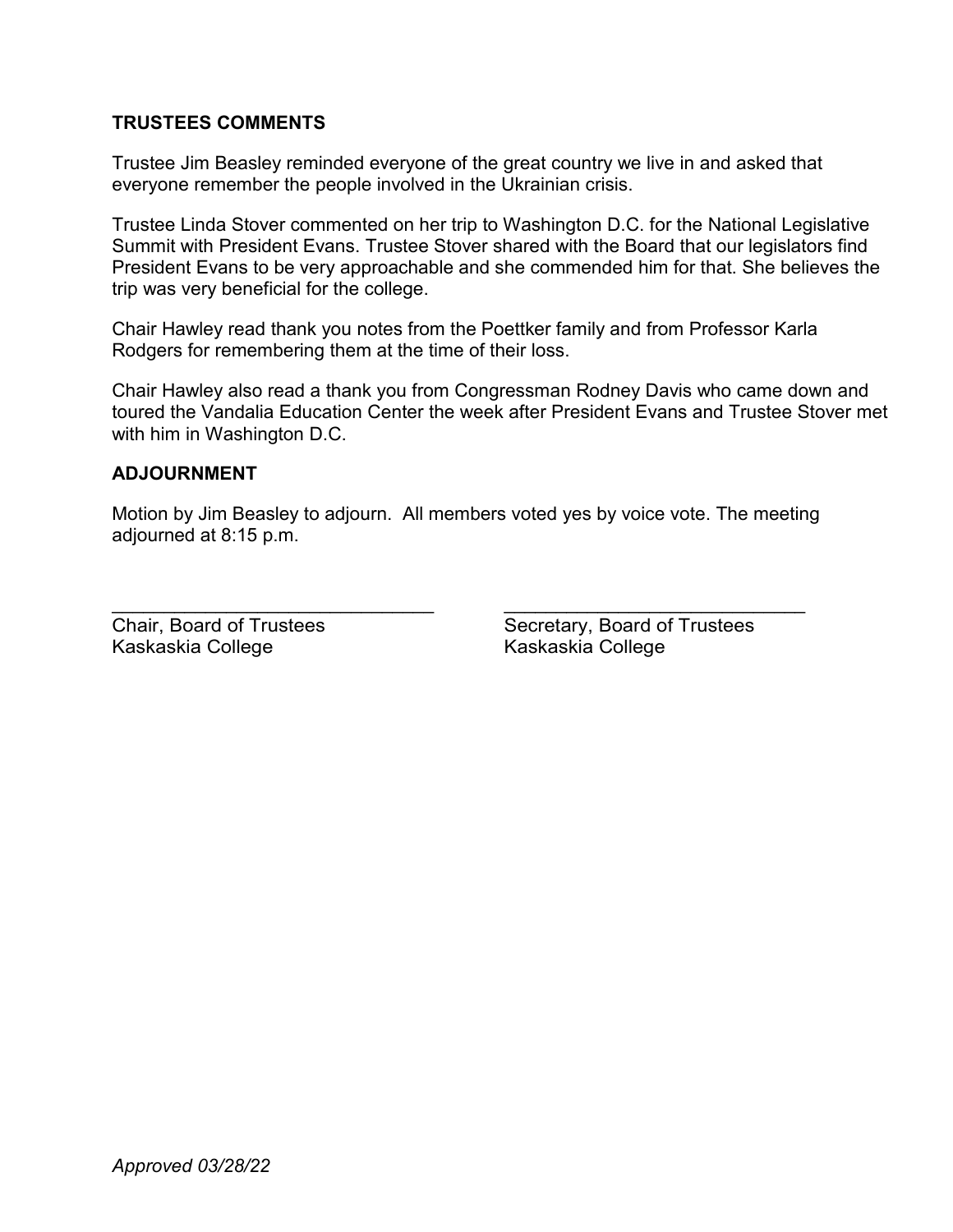**TRUSTEES COMMENTS**

Trustee Jim Beasley reminded everyone of the great country we live in and asked that everyone remember the people involved in the Ukrainian crisis.

Trustee Linda Stover commented on her trip to Washington D.C. for the National Legislative Summit with President Evans. Trustee Stover shared with the Board that our legislators find President Evans to be very approachable and she commended him for that. She believes the trip was very beneficial for the college.

Chair Hawley read thank you notes from the Poettker family and from Professor Karla Rodgers for remembering them at the time of their loss.

Chair Hawley also read a thank you from Congressman Rodney Davis who came down and toured the Vandalia Education Center the week after President Evans and Trustee Stover met with him in Washington D.C.

**ADJOURNMENT**

Motion by Jim Beasley to adjourn. All members voted yes by voice vote. The meeting adjourned at 8:15 p.m.

| ______________________________ | ______________________________ |
|---|---|
| Chair, Board of Trustees | Secretary, Board of Trustees |
| Kaskaskia College | Kaskaskia College |

*Approved 03/28/22*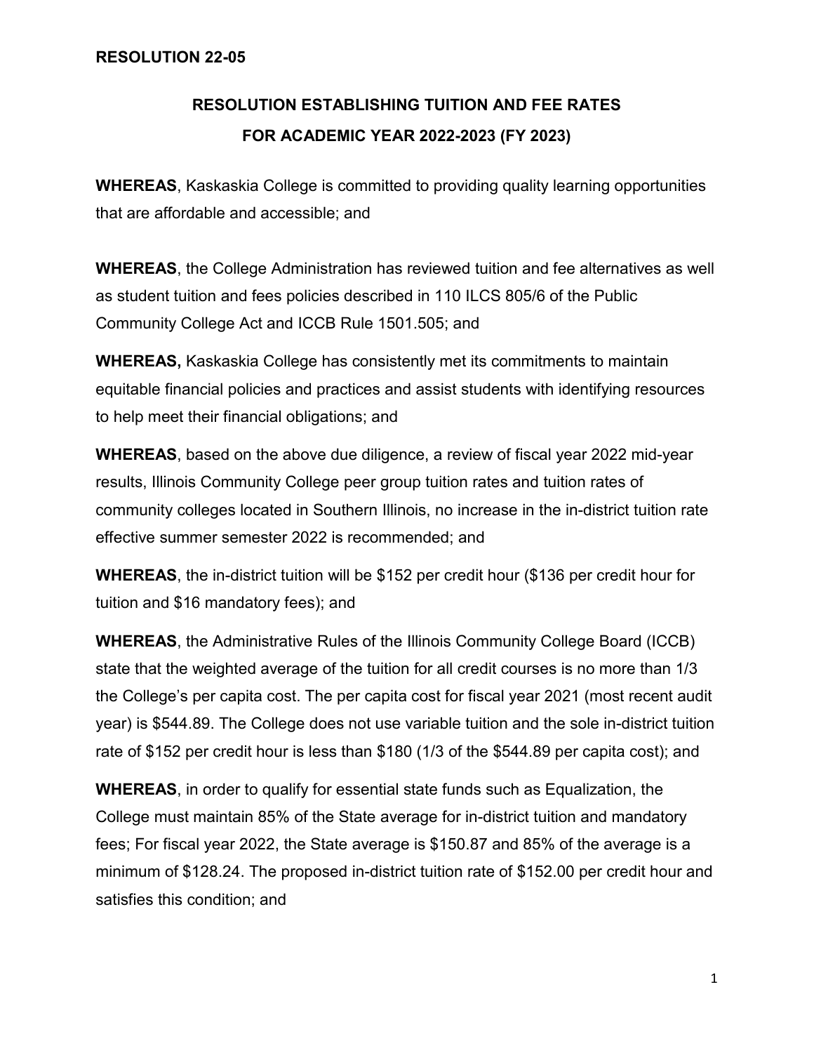**RESOLUTION 22-05**

## RESOLUTION ESTABLISHING TUITION AND FEE RATES FOR ACADEMIC YEAR 2022-2023 (FY 2023)

**WHEREAS**, Kaskaskia College is committed to providing quality learning opportunities that are affordable and accessible; and

**WHEREAS**, the College Administration has reviewed tuition and fee alternatives as well as student tuition and fees policies described in 110 ILCS 805/6 of the Public Community College Act and ICCB Rule 1501.505; and

**WHEREAS,** Kaskaskia College has consistently met its commitments to maintain equitable financial policies and practices and assist students with identifying resources to help meet their financial obligations; and

**WHEREAS**, based on the above due diligence, a review of fiscal year 2022 mid-year results, Illinois Community College peer group tuition rates and tuition rates of community colleges located in Southern Illinois, no increase in the in-district tuition rate effective summer semester 2022 is recommended; and

**WHEREAS**, the in-district tuition will be $152 per credit hour ($136 per credit hour for tuition and $16 mandatory fees); and

**WHEREAS**, the Administrative Rules of the Illinois Community College Board (ICCB) state that the weighted average of the tuition for all credit courses is no more than 1/3 the College's per capita cost. The per capita cost for fiscal year 2021 (most recent audit year) is $544.89. The College does not use variable tuition and the sole in-district tuition rate of $152 per credit hour is less than $180 (1/3 of the $544.89 per capita cost); and

**WHEREAS**, in order to qualify for essential state funds such as Equalization, the College must maintain 85% of the State average for in-district tuition and mandatory fees; For fiscal year 2022, the State average is $150.87 and 85% of the average is a minimum of $128.24. The proposed in-district tuition rate of $152.00 per credit hour and satisfies this condition; and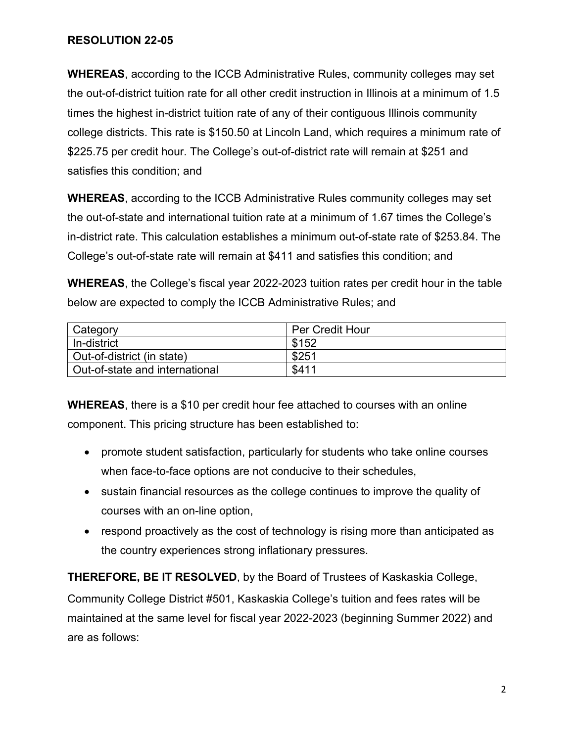**RESOLUTION 22-05**

**WHEREAS**, according to the ICCB Administrative Rules, community colleges may set the out-of-district tuition rate for all other credit instruction in Illinois at a minimum of 1.5 times the highest in-district tuition rate of any of their contiguous Illinois community college districts. This rate is $150.50 at Lincoln Land, which requires a minimum rate of $225.75 per credit hour. The College's out-of-district rate will remain at $251 and satisfies this condition; and

**WHEREAS**, according to the ICCB Administrative Rules community colleges may set the out-of-state and international tuition rate at a minimum of 1.67 times the College's in-district rate. This calculation establishes a minimum out-of-state rate of $253.84. The College's out-of-state rate will remain at $411 and satisfies this condition; and

**WHEREAS**, the College's fiscal year 2022-2023 tuition rates per credit hour in the table below are expected to comply the ICCB Administrative Rules; and

| Category | Per Credit Hour |
| --- | --- |
| In-district | $152 |
| Out-of-district (in state) | $251 |
| Out-of-state and international | $411 |

**WHEREAS**, there is a $10 per credit hour fee attached to courses with an online component. This pricing structure has been established to:

- promote student satisfaction, particularly for students who take online courses when face-to-face options are not conducive to their schedules,
- sustain financial resources as the college continues to improve the quality of courses with an on-line option,
- respond proactively as the cost of technology is rising more than anticipated as the country experiences strong inflationary pressures.

**THEREFORE, BE IT RESOLVED**, by the Board of Trustees of Kaskaskia College, Community College District #501, Kaskaskia College's tuition and fees rates will be maintained at the same level for fiscal year 2022-2023 (beginning Summer 2022) and are as follows: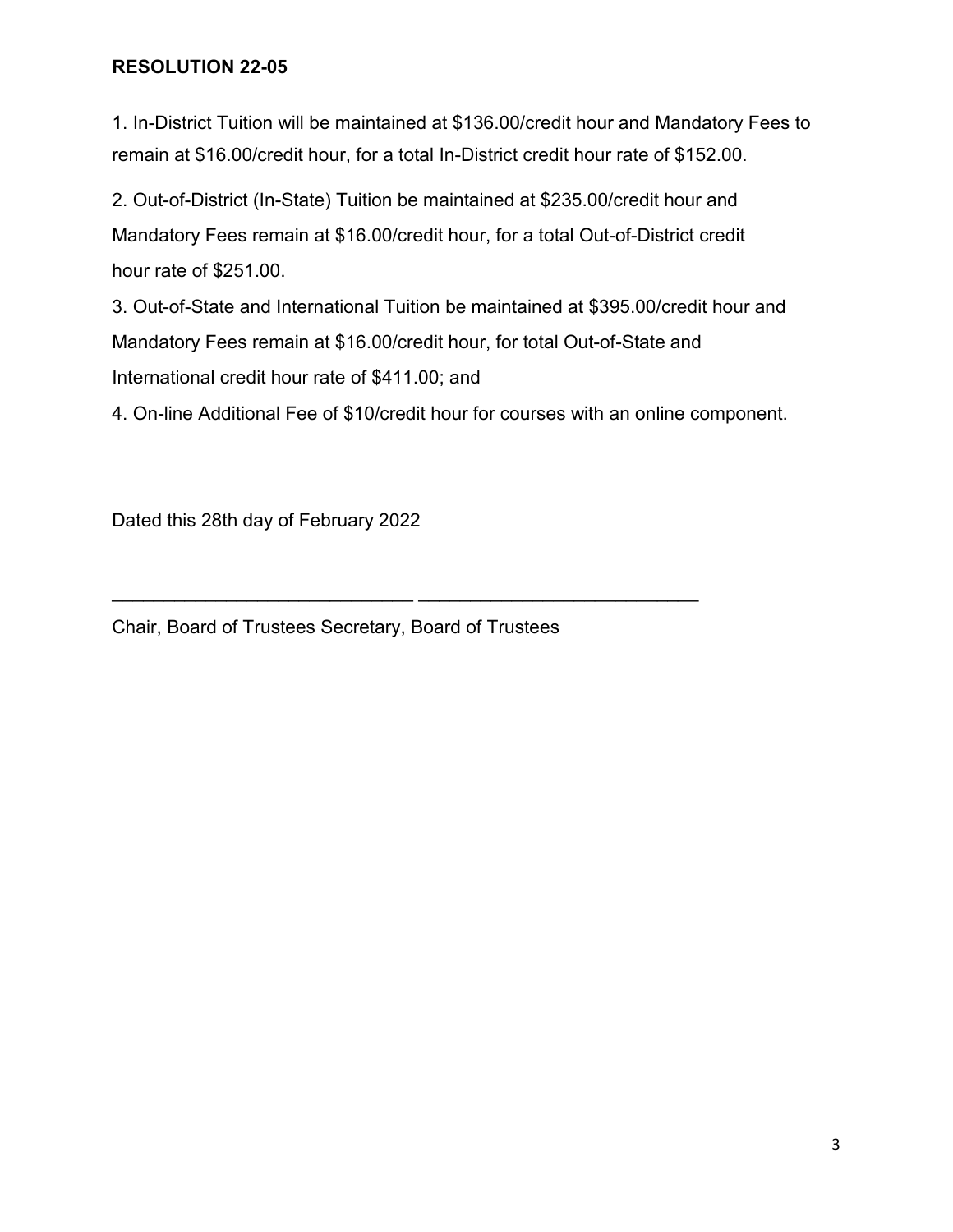**RESOLUTION 22-05**

1. In-District Tuition will be maintained at $136.00/credit hour and Mandatory Fees to remain at $16.00/credit hour, for a total In-District credit hour rate of $152.00.

2. Out-of-District (In-State) Tuition be maintained at $235.00/credit hour and Mandatory Fees remain at $16.00/credit hour, for a total Out-of-District credit hour rate of $251.00.

3. Out-of-State and International Tuition be maintained at $395.00/credit hour and Mandatory Fees remain at $16.00/credit hour, for total Out-of-State and International credit hour rate of $411.00; and

4. On-line Additional Fee of $10/credit hour for courses with an online component.

Dated this 28th day of February 2022

\_\_\_\_\_\_\_\_\_\_\_\_\_\_\_\_\_\_\_\_\_\_\_\_\_\_\_\_\_\_ \_\_\_\_\_\_\_\_\_\_\_\_\_\_\_\_\_\_\_\_\_\_\_\_\_\_\_\_

Chair, Board of Trustees Secretary, Board of Trustees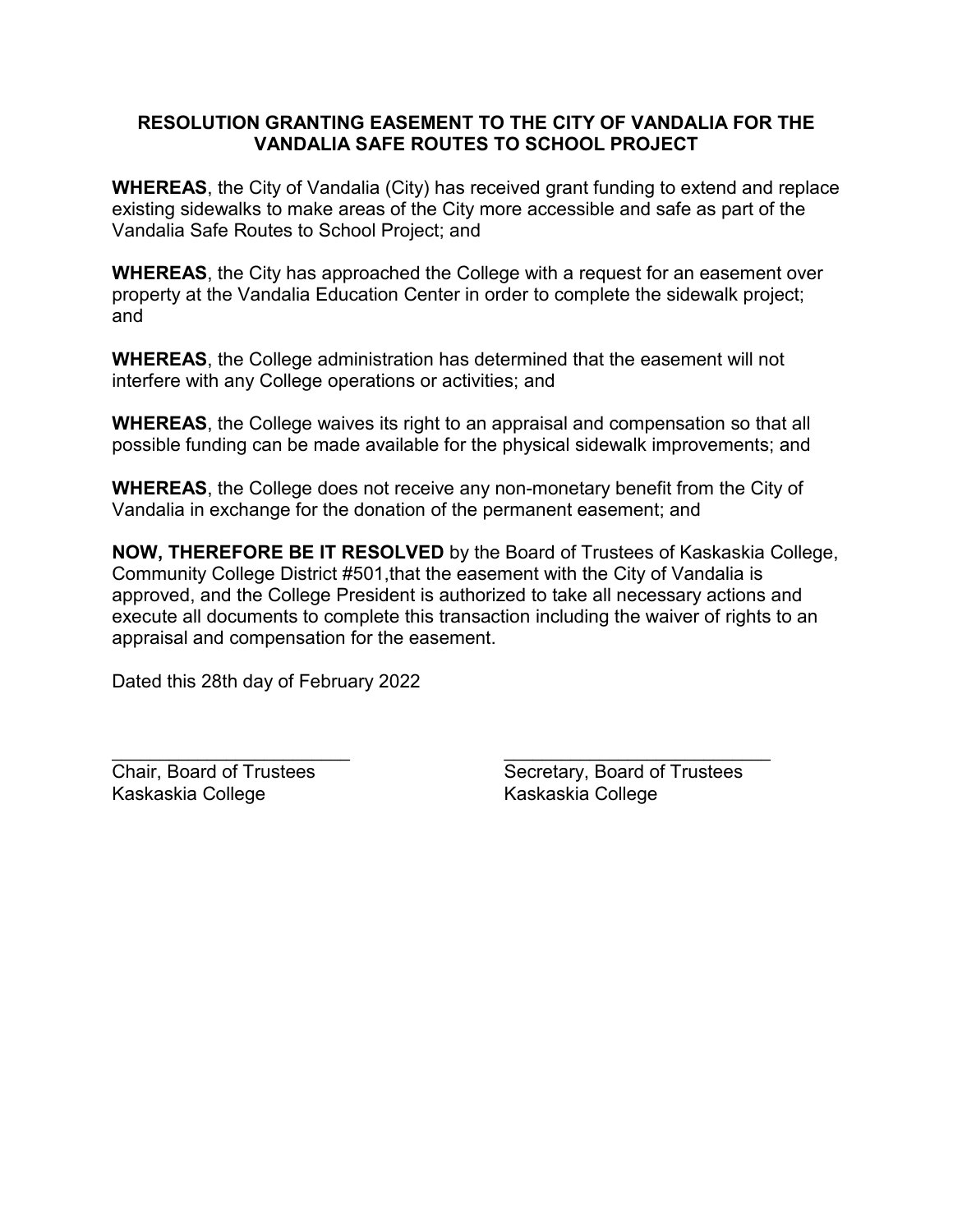## RESOLUTION GRANTING EASEMENT TO THE CITY OF VANDALIA FOR THE VANDALIA SAFE ROUTES TO SCHOOL PROJECT

**WHEREAS**, the City of Vandalia (City) has received grant funding to extend and replace existing sidewalks to make areas of the City more accessible and safe as part of the Vandalia Safe Routes to School Project; and

**WHEREAS**, the City has approached the College with a request for an easement over property at the Vandalia Education Center in order to complete the sidewalk project; and

**WHEREAS**, the College administration has determined that the easement will not interfere with any College operations or activities; and

**WHEREAS**, the College waives its right to an appraisal and compensation so that all possible funding can be made available for the physical sidewalk improvements; and

**WHEREAS**, the College does not receive any non-monetary benefit from the City of Vandalia in exchange for the donation of the permanent easement; and

**NOW, THEREFORE BE IT RESOLVED** by the Board of Trustees of Kaskaskia College, Community College District #501,that the easement with the City of Vandalia is approved, and the College President is authorized to take all necessary actions and execute all documents to complete this transaction including the waiver of rights to an appraisal and compensation for the easement.

Dated this 28th day of February 2022

\_\_\_\_\_\_\_\_\_\_\_\_\_\_\_\_\_\_\_\_\_\_\_\_
Chair, Board of Trustees
Kaskaskia College

\_\_\_\_\_\_\_\_\_\_\_\_\_\_\_\_\_\_\_\_\_\_\_\_
Secretary, Board of Trustees
Kaskaskia College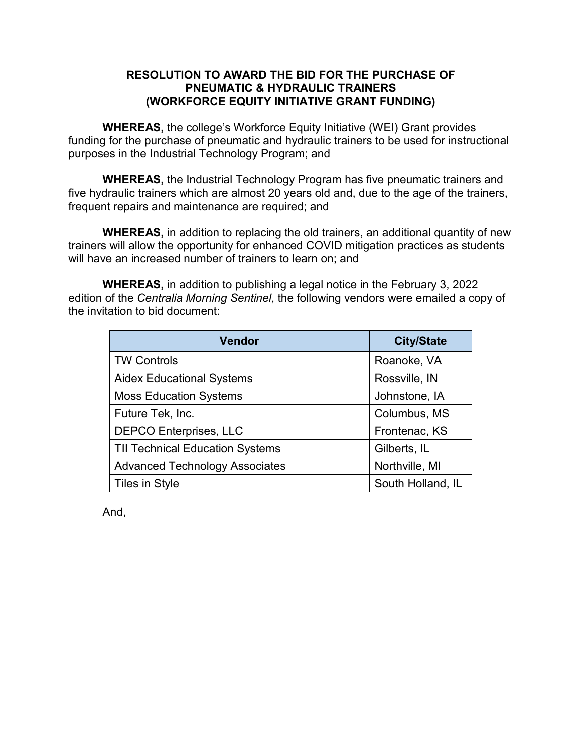**RESOLUTION TO AWARD THE BID FOR THE PURCHASE OF PNEUMATIC & HYDRAULIC TRAINERS (WORKFORCE EQUITY INITIATIVE GRANT FUNDING)**

**WHEREAS,** the college's Workforce Equity Initiative (WEI) Grant provides funding for the purchase of pneumatic and hydraulic trainers to be used for instructional purposes in the Industrial Technology Program; and

**WHEREAS,** the Industrial Technology Program has five pneumatic trainers and five hydraulic trainers which are almost 20 years old and, due to the age of the trainers, frequent repairs and maintenance are required; and

**WHEREAS,** in addition to replacing the old trainers, an additional quantity of new trainers will allow the opportunity for enhanced COVID mitigation practices as students will have an increased number of trainers to learn on; and

**WHEREAS,** in addition to publishing a legal notice in the February 3, 2022 edition of the *Centralia Morning Sentinel*, the following vendors were emailed a copy of the invitation to bid document:

| Vendor | City/State |
|---|---|
| TW Controls | Roanoke, VA |
| Aidex Educational Systems | Rossville, IN |
| Moss Education Systems | Johnstone, IA |
| Future Tek, Inc. | Columbus, MS |
| DEPCO Enterprises, LLC | Frontenac, KS |
| TII Technical Education Systems | Gilberts, IL |
| Advanced Technology Associates | Northville, MI |
| Tiles in Style | South Holland, IL |

And,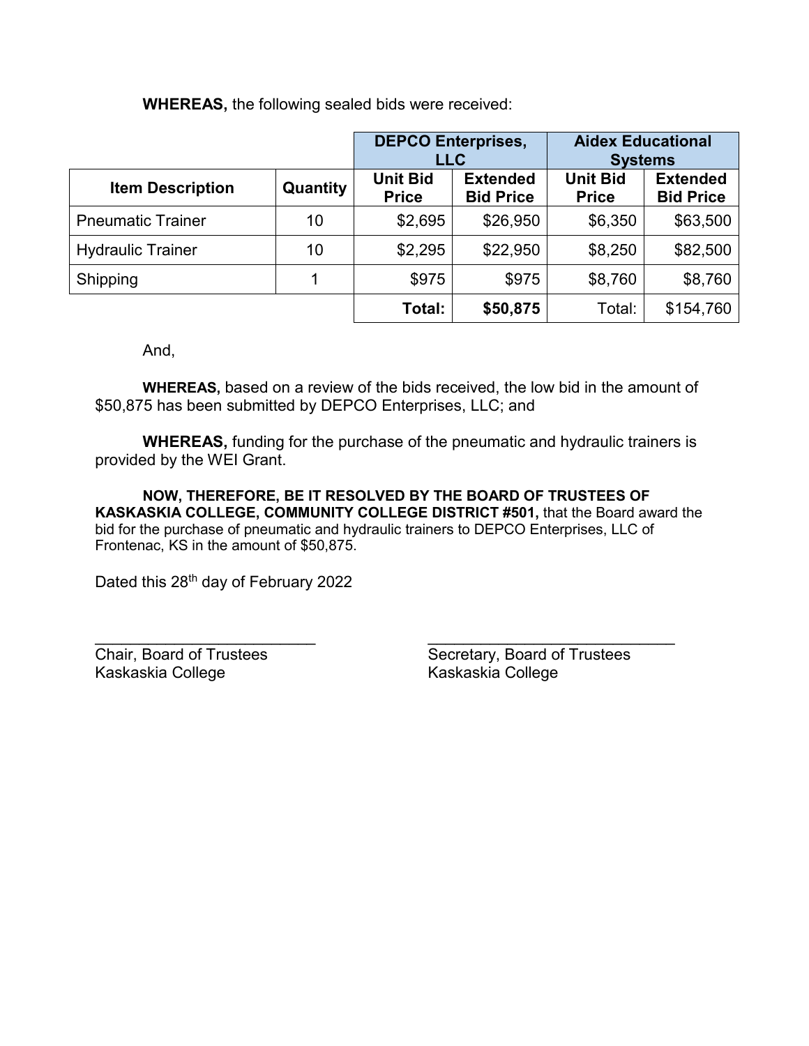**WHEREAS,** the following sealed bids were received:

| | | DEPCO Enterprises, LLC | | Aidex Educational Systems | |
|---|---|---|---|---|---|
| **Item Description** | **Quantity** | **Unit Bid Price** | **Extended Bid Price** | **Unit Bid Price** | **Extended Bid Price** |
| Pneumatic Trainer | 10 | $2,695 | $26,950 | $6,350 | $63,500 |
| Hydraulic Trainer | 10 | $2,295 | $22,950 | $8,250 | $82,500 |
| Shipping | 1 | $975 | $975 | $8,760 | $8,760 |
| | | **Total:** | **$50,875** | Total: | $154,760 |

And,

**WHEREAS,** based on a review of the bids received, the low bid in the amount of $50,875 has been submitted by DEPCO Enterprises, LLC; and

**WHEREAS,** funding for the purchase of the pneumatic and hydraulic trainers is provided by the WEI Grant.

**NOW, THEREFORE, BE IT RESOLVED BY THE BOARD OF TRUSTEES OF KASKASKIA COLLEGE, COMMUNITY COLLEGE DISTRICT #501,** that the Board award the bid for the purchase of pneumatic and hydraulic trainers to DEPCO Enterprises, LLC of Frontenac, KS in the amount of $50,875.

Dated this 28th day of February 2022

\_\_\_\_\_\_\_\_\_\_\_\_\_\_\_\_\_\_\_\_\_\_\_\_\_\_
Chair, Board of Trustees
Kaskaskia College

\_\_\_\_\_\_\_\_\_\_\_\_\_\_\_\_\_\_\_\_\_\_\_\_\_\_
Secretary, Board of Trustees
Kaskaskia College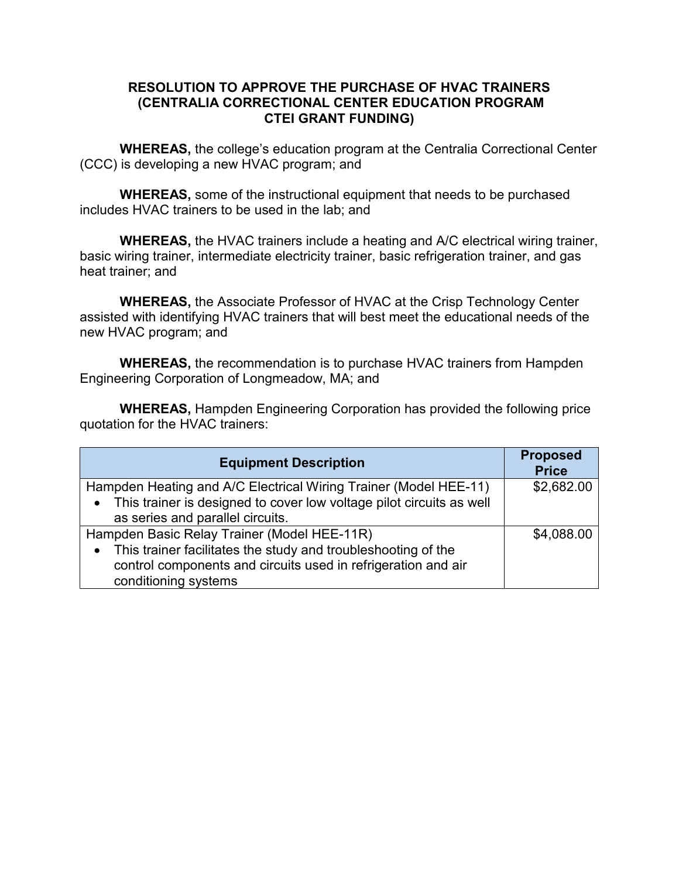**RESOLUTION TO APPROVE THE PURCHASE OF HVAC TRAINERS (CENTRALIA CORRECTIONAL CENTER EDUCATION PROGRAM CTEI GRANT FUNDING)**

**WHEREAS,** the college's education program at the Centralia Correctional Center (CCC) is developing a new HVAC program; and

**WHEREAS,** some of the instructional equipment that needs to be purchased includes HVAC trainers to be used in the lab; and

**WHEREAS,** the HVAC trainers include a heating and A/C electrical wiring trainer, basic wiring trainer, intermediate electricity trainer, basic refrigeration trainer, and gas heat trainer; and

**WHEREAS,** the Associate Professor of HVAC at the Crisp Technology Center assisted with identifying HVAC trainers that will best meet the educational needs of the new HVAC program; and

**WHEREAS,** the recommendation is to purchase HVAC trainers from Hampden Engineering Corporation of Longmeadow, MA; and

**WHEREAS,** Hampden Engineering Corporation has provided the following price quotation for the HVAC trainers:

| Equipment Description | Proposed Price |
|---|---|
| Hampden Heating and A/C Electrical Wiring Trainer (Model HEE-11)<br>• This trainer is designed to cover low voltage pilot circuits as well as series and parallel circuits. | $2,682.00 |
| Hampden Basic Relay Trainer (Model HEE-11R)<br>• This trainer facilitates the study and troubleshooting of the control components and circuits used in refrigeration and air conditioning systems | $4,088.00 |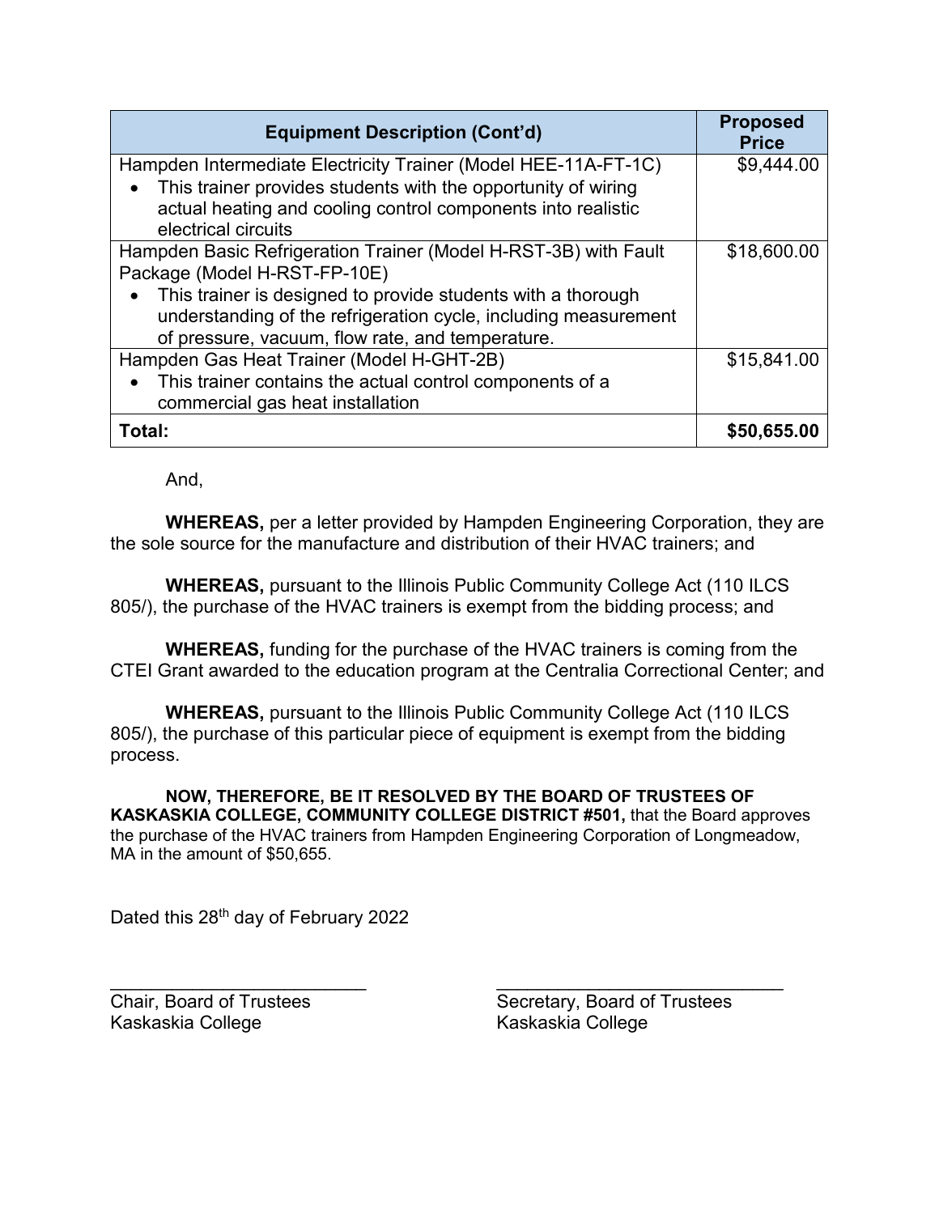| Equipment Description (Cont'd) | Proposed Price |
|---|---|
| Hampden Intermediate Electricity Trainer (Model HEE-11A-FT-1C)<br>• This trainer provides students with the opportunity of wiring actual heating and cooling control components into realistic electrical circuits | $9,444.00 |
| Hampden Basic Refrigeration Trainer (Model H-RST-3B) with Fault Package (Model H-RST-FP-10E)<br>• This trainer is designed to provide students with a thorough understanding of the refrigeration cycle, including measurement of pressure, vacuum, flow rate, and temperature. | $18,600.00 |
| Hampden Gas Heat Trainer (Model H-GHT-2B)<br>• This trainer contains the actual control components of a commercial gas heat installation | $15,841.00 |
| **Total:** | **$50,655.00** |

And,

**WHEREAS,** per a letter provided by Hampden Engineering Corporation, they are the sole source for the manufacture and distribution of their HVAC trainers; and

**WHEREAS,** pursuant to the Illinois Public Community College Act (110 ILCS 805/), the purchase of the HVAC trainers is exempt from the bidding process; and

**WHEREAS,** funding for the purchase of the HVAC trainers is coming from the CTEI Grant awarded to the education program at the Centralia Correctional Center; and

**WHEREAS,** pursuant to the Illinois Public Community College Act (110 ILCS 805/), the purchase of this particular piece of equipment is exempt from the bidding process.

**NOW, THEREFORE, BE IT RESOLVED BY THE BOARD OF TRUSTEES OF KASKASKIA COLLEGE, COMMUNITY COLLEGE DISTRICT #501,** that the Board approves the purchase of the HVAC trainers from Hampden Engineering Corporation of Longmeadow, MA in the amount of $50,655.

Dated this 28th day of February 2022

\_\_\_\_\_\_\_\_\_\_\_\_\_\_\_\_\_\_\_\_\_\_\_\_\_\_
Chair, Board of Trustees
Kaskaskia College

\_\_\_\_\_\_\_\_\_\_\_\_\_\_\_\_\_\_\_\_\_\_\_\_\_\_
Secretary, Board of Trustees
Kaskaskia College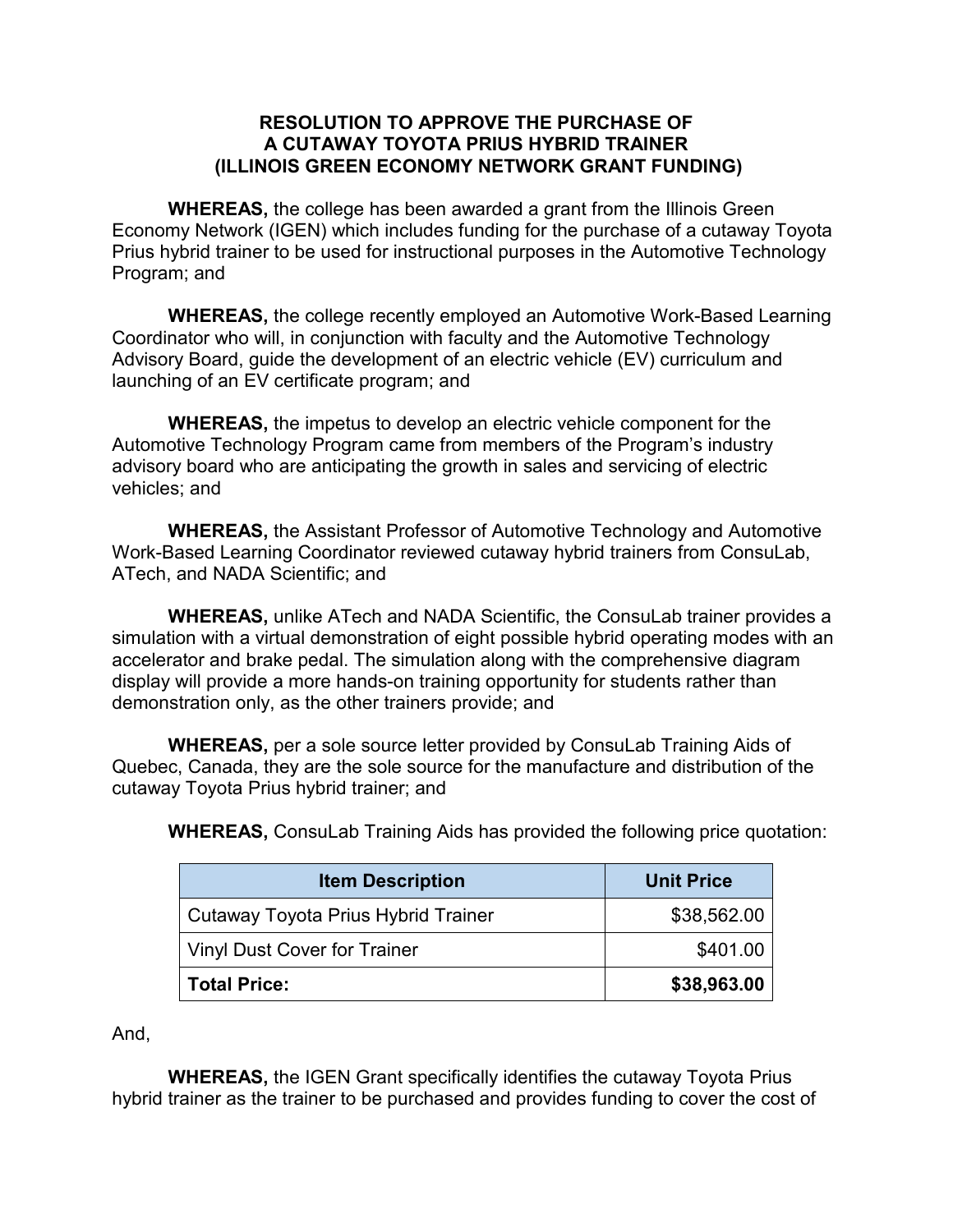**RESOLUTION TO APPROVE THE PURCHASE OF A CUTAWAY TOYOTA PRIUS HYBRID TRAINER (ILLINOIS GREEN ECONOMY NETWORK GRANT FUNDING)**

**WHEREAS,** the college has been awarded a grant from the Illinois Green Economy Network (IGEN) which includes funding for the purchase of a cutaway Toyota Prius hybrid trainer to be used for instructional purposes in the Automotive Technology Program; and

**WHEREAS,** the college recently employed an Automotive Work-Based Learning Coordinator who will, in conjunction with faculty and the Automotive Technology Advisory Board, guide the development of an electric vehicle (EV) curriculum and launching of an EV certificate program; and

**WHEREAS,** the impetus to develop an electric vehicle component for the Automotive Technology Program came from members of the Program's industry advisory board who are anticipating the growth in sales and servicing of electric vehicles; and

**WHEREAS,** the Assistant Professor of Automotive Technology and Automotive Work-Based Learning Coordinator reviewed cutaway hybrid trainers from ConsuLab, ATech, and NADA Scientific; and

**WHEREAS,** unlike ATech and NADA Scientific, the ConsuLab trainer provides a simulation with a virtual demonstration of eight possible hybrid operating modes with an accelerator and brake pedal. The simulation along with the comprehensive diagram display will provide a more hands-on training opportunity for students rather than demonstration only, as the other trainers provide; and

**WHEREAS,** per a sole source letter provided by ConsuLab Training Aids of Quebec, Canada, they are the sole source for the manufacture and distribution of the cutaway Toyota Prius hybrid trainer; and

**WHEREAS,** ConsuLab Training Aids has provided the following price quotation:

| Item Description | Unit Price |
|---|---:|
| Cutaway Toyota Prius Hybrid Trainer | $38,562.00 |
| Vinyl Dust Cover for Trainer | $401.00 |
| **Total Price:** | **$38,963.00** |

And,

**WHEREAS,** the IGEN Grant specifically identifies the cutaway Toyota Prius hybrid trainer as the trainer to be purchased and provides funding to cover the cost of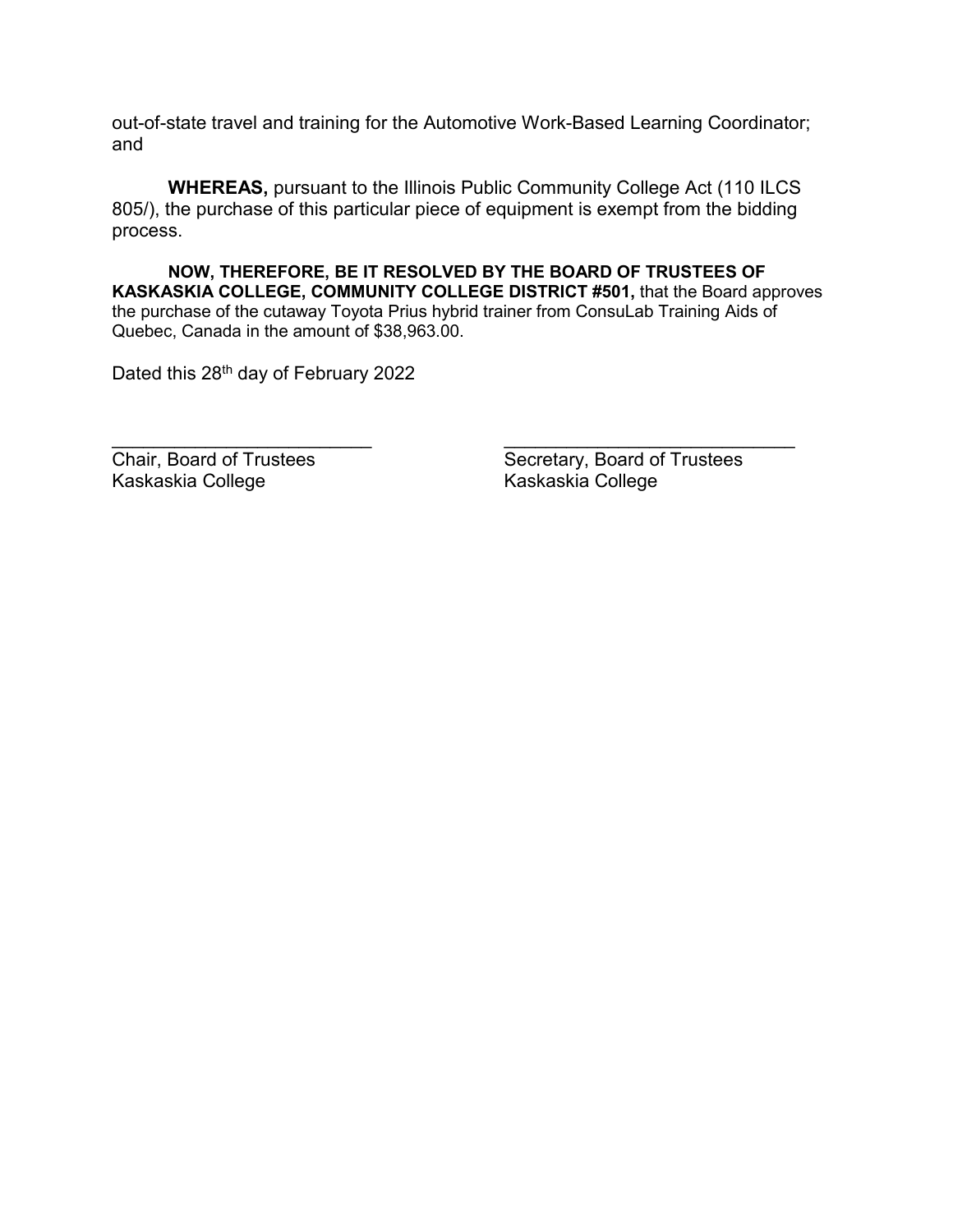out-of-state travel and training for the Automotive Work-Based Learning Coordinator; and

**WHEREAS,** pursuant to the Illinois Public Community College Act (110 ILCS 805/), the purchase of this particular piece of equipment is exempt from the bidding process.

**NOW, THEREFORE, BE IT RESOLVED BY THE BOARD OF TRUSTEES OF KASKASKIA COLLEGE, COMMUNITY COLLEGE DISTRICT #501,** that the Board approves the purchase of the cutaway Toyota Prius hybrid trainer from ConsuLab Training Aids of Quebec, Canada in the amount of $38,963.00.

Dated this 28th day of February 2022

\_\_\_\_\_\_\_\_\_\_\_\_\_\_\_\_\_\_\_\_\_\_\_\_\_\_
Chair, Board of Trustees
Kaskaskia College

\_\_\_\_\_\_\_\_\_\_\_\_\_\_\_\_\_\_\_\_\_\_\_\_\_\_
Secretary, Board of Trustees
Kaskaskia College